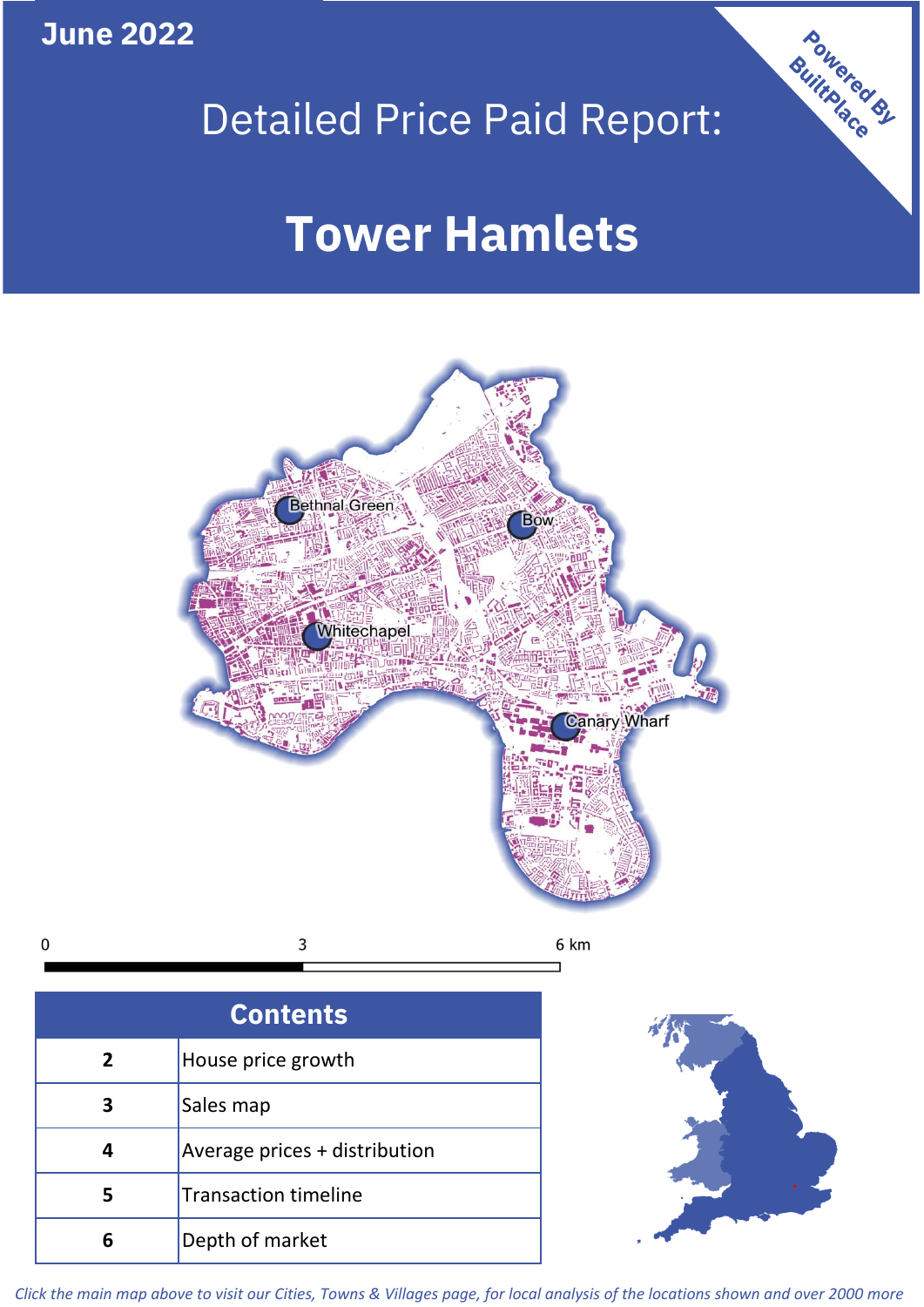**June 2022**

**Powered By BuiltPlace**

# Detailed Price Paid Report:

# Tower Hamlets

Bethnal Green

Bow

Whitechapel

Canary Wharf

0 3 6 km

| Contents | |
|---|---|
| 2 | House price growth |
| 3 | Sales map |
| 4 | Average prices + distribution |
| 5 | Transaction timeline |
| 6 | Depth of market |

*Click the main map above to visit our Cities, Towns & Villages page, for local analysis of the locations shown and over 2000 more*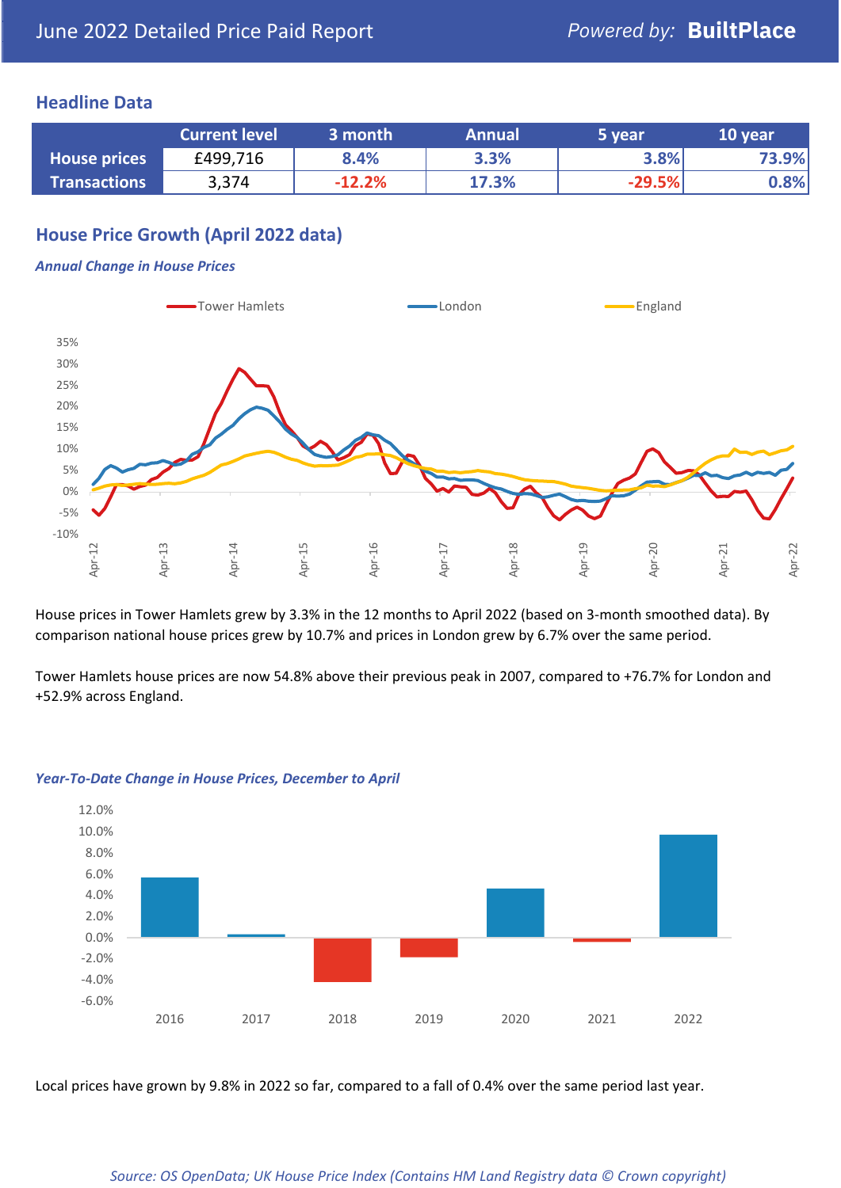June 2022 Detailed Price Paid Report — *Powered by:* **BuiltPlace**

## Headline Data

| | Current level | 3 month | Annual | 5 year | 10 year |
|---|---|---|---|---|---|
| **House prices** | £499,716 | 8.4% | 3.3% | 3.8% | 73.9% |
| **Transactions** | 3,374 | -12.2% | 17.3% | -29.5% | 0.8% |

## House Price Growth (April 2022 data)

### *Annual Change in House Prices*

House prices in Tower Hamlets grew by 3.3% in the 12 months to April 2022 (based on 3-month smoothed data). By comparison national house prices grew by 10.7% and prices in London grew by 6.7% over the same period.

Tower Hamlets house prices are now 54.8% above their previous peak in 2007, compared to +76.7% for London and +52.9% across England.

### *Year-To-Date Change in House Prices, December to April*

Local prices have grown by 9.8% in 2022 so far, compared to a fall of 0.4% over the same period last year.

*Source: OS OpenData; UK House Price Index (Contains HM Land Registry data © Crown copyright)*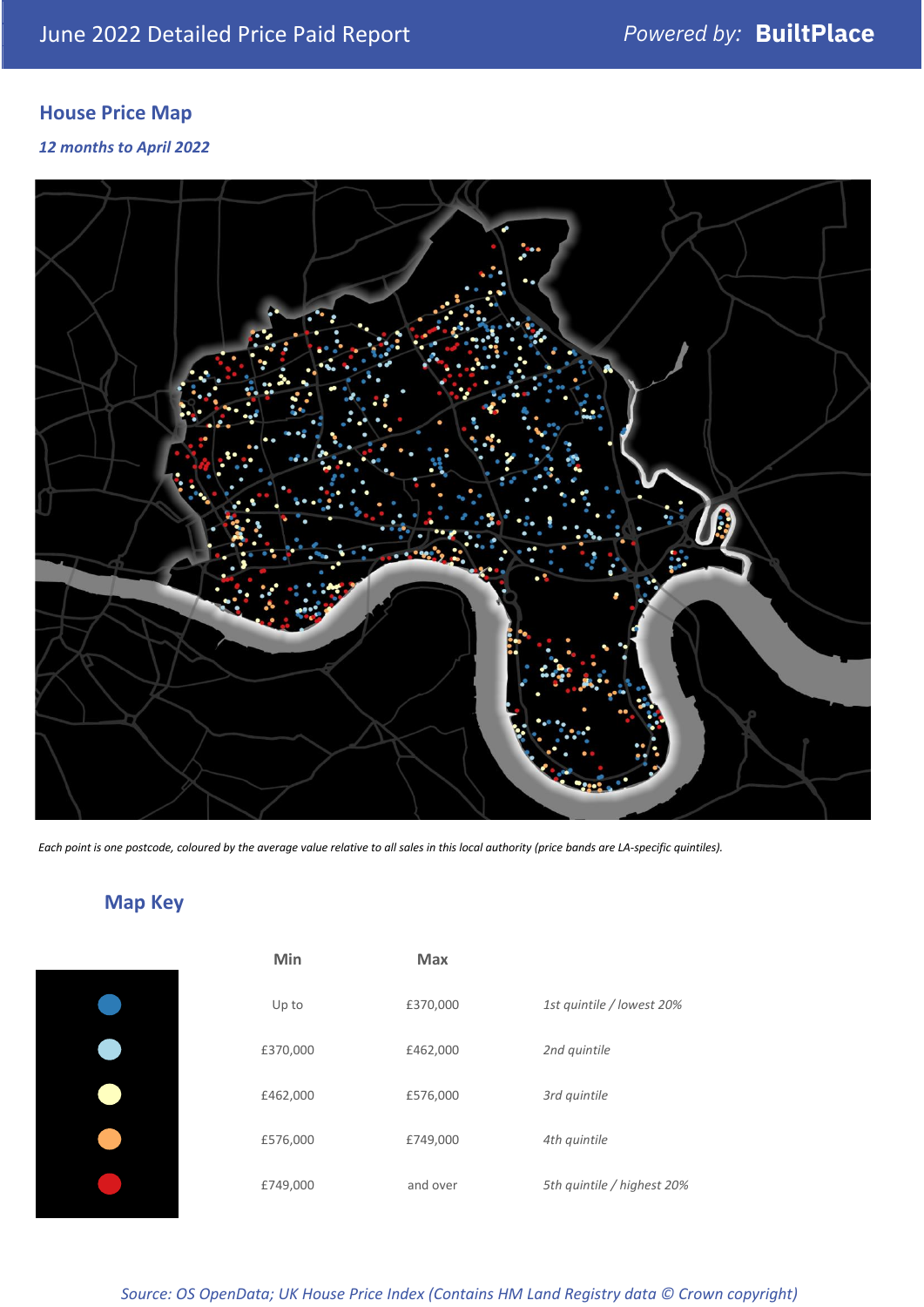June 2022 Detailed Price Paid Report

Powered by: **BuiltPlace**

## House Price Map

*12 months to April 2022*

*Each point is one postcode, coloured by the average value relative to all sales in this local authority (price bands are LA-specific quintiles).*

## Map Key

| | Min | Max | |
|---|---|---|---|
| (dark blue) | Up to | £370,000 | *1st quintile / lowest 20%* |
| (light blue) | £370,000 | £462,000 | *2nd quintile* |
| (pale yellow) | £462,000 | £576,000 | *3rd quintile* |
| (orange) | £576,000 | £749,000 | *4th quintile* |
| (red) | £749,000 | and over | *5th quintile / highest 20%* |

*Source: OS OpenData; UK House Price Index (Contains HM Land Registry data © Crown copyright)*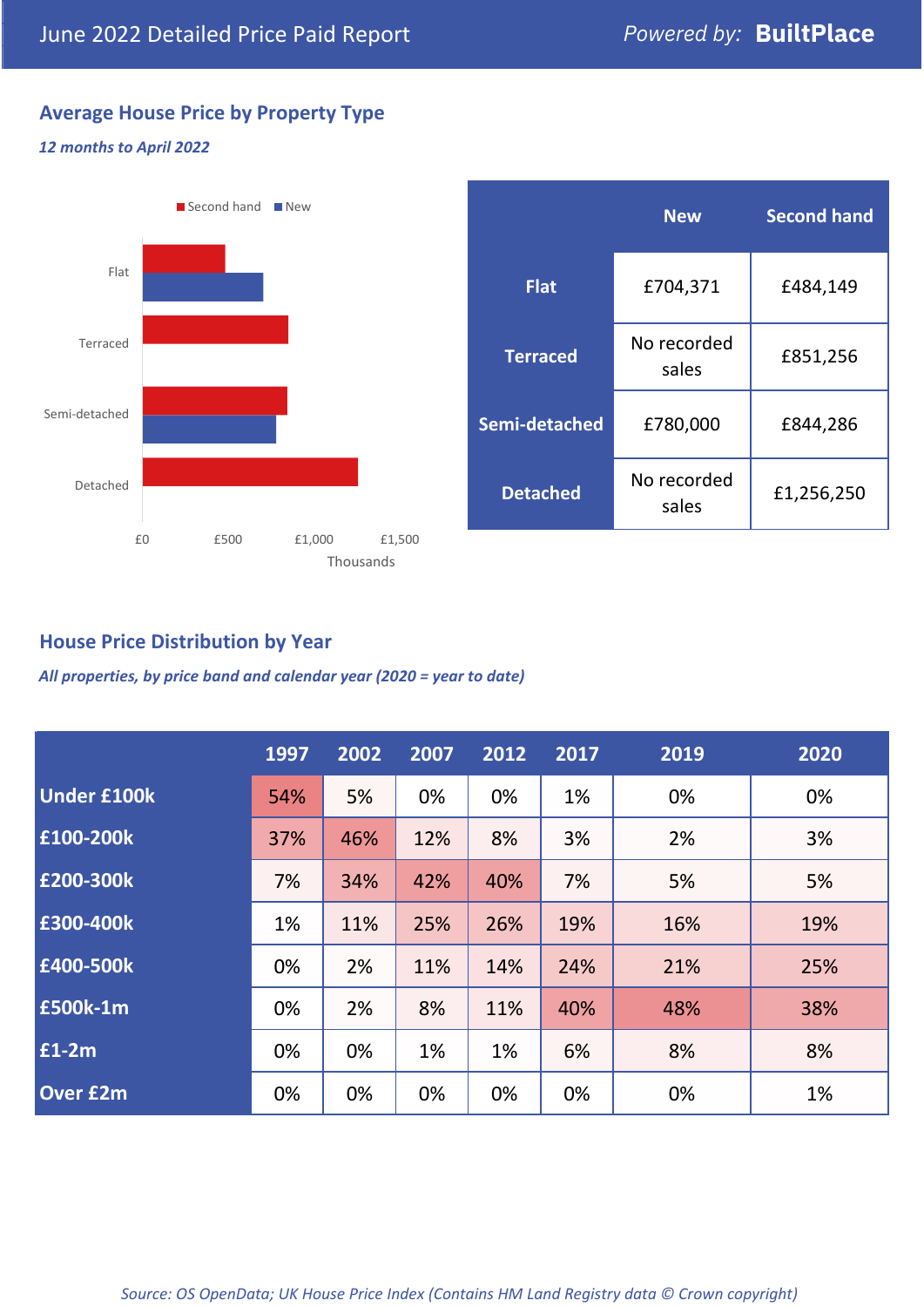# June 2022 Detailed Price Paid Report

Powered by: **BuiltPlace**

## Average House Price by Property Type

*12 months to April 2022*

Second hand | New

Flat

Terraced

Semi-detached

Detached

£0 £500 £1,000 £1,500

Thousands

| | New | Second hand |
|---|---|---|
| **Flat** | £704,371 | £484,149 |
| **Terraced** | No recorded sales | £851,256 |
| **Semi-detached** | £780,000 | £844,286 |
| **Detached** | No recorded sales | £1,256,250 |

## House Price Distribution by Year

*All properties, by price band and calendar year (2020 = year to date)*

| | 1997 | 2002 | 2007 | 2012 | 2017 | 2019 | 2020 |
|---|---|---|---|---|---|---|---|
| **Under £100k** | 54% | 5% | 0% | 0% | 1% | 0% | 0% |
| **£100-200k** | 37% | 46% | 12% | 8% | 3% | 2% | 3% |
| **£200-300k** | 7% | 34% | 42% | 40% | 7% | 5% | 5% |
| **£300-400k** | 1% | 11% | 25% | 26% | 19% | 16% | 19% |
| **£400-500k** | 0% | 2% | 11% | 14% | 24% | 21% | 25% |
| **£500k-1m** | 0% | 2% | 8% | 11% | 40% | 48% | 38% |
| **£1-2m** | 0% | 0% | 1% | 1% | 6% | 8% | 8% |
| **Over £2m** | 0% | 0% | 0% | 0% | 0% | 0% | 1% |

*Source: OS OpenData; UK House Price Index (Contains HM Land Registry data © Crown copyright)*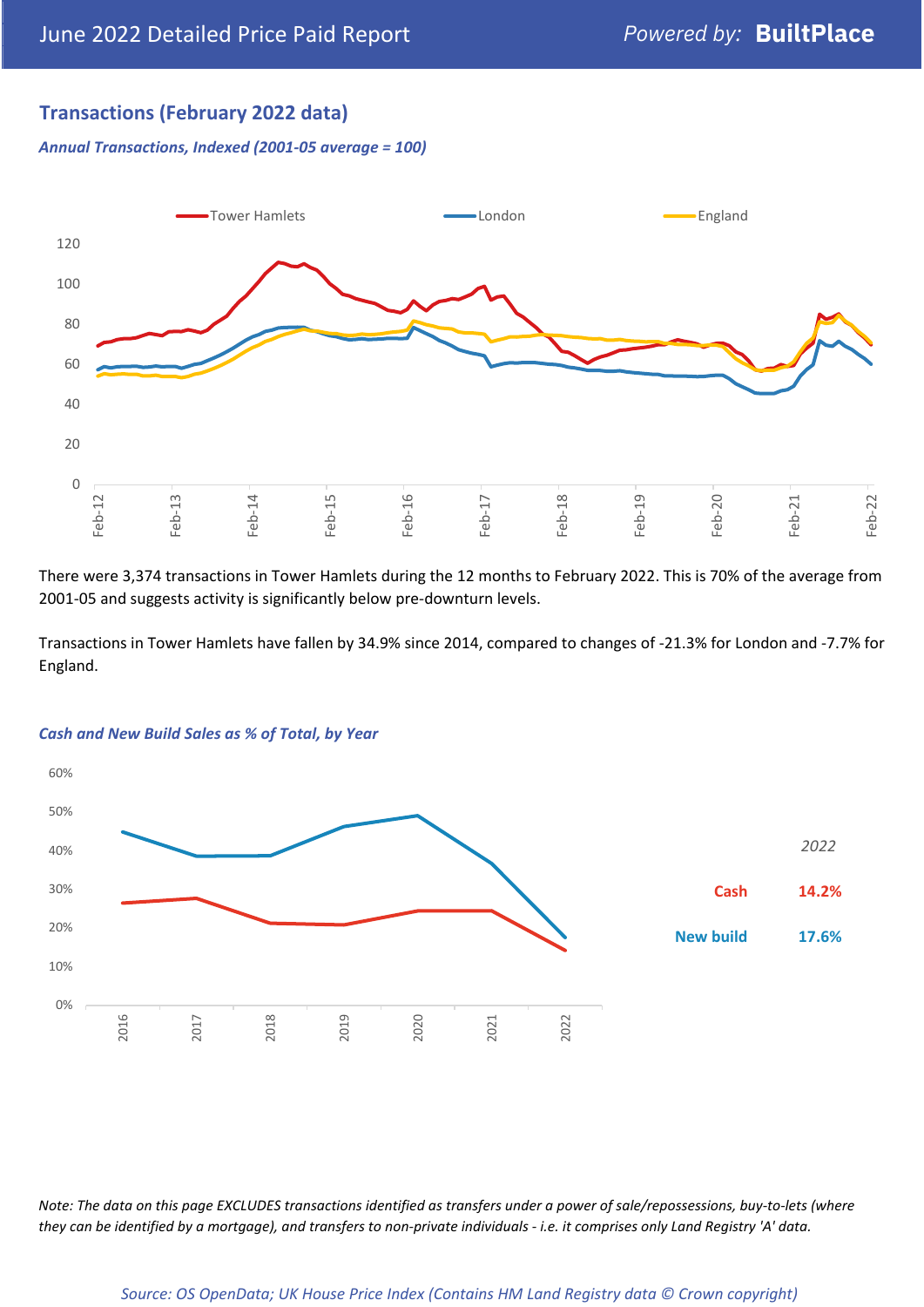## Transactions (February 2022 data)

*Annual Transactions, Indexed (2001-05 average = 100)*

There were 3,374 transactions in Tower Hamlets during the 12 months to February 2022. This is 70% of the average from 2001-05 and suggests activity is significantly below pre-downturn levels.

Transactions in Tower Hamlets have fallen by 34.9% since 2014, compared to changes of -21.3% for London and -7.7% for England.

*Cash and New Build Sales as % of Total, by Year*

| 2022 | |
|---|---|
| Cash | 14.2% |
| New build | 17.6% |

*Note: The data on this page EXCLUDES transactions identified as transfers under a power of sale/repossessions, buy-to-lets (where they can be identified by a mortgage), and transfers to non-private individuals - i.e. it comprises only Land Registry 'A' data.*

*Source: OS OpenData; UK House Price Index (Contains HM Land Registry data © Crown copyright)*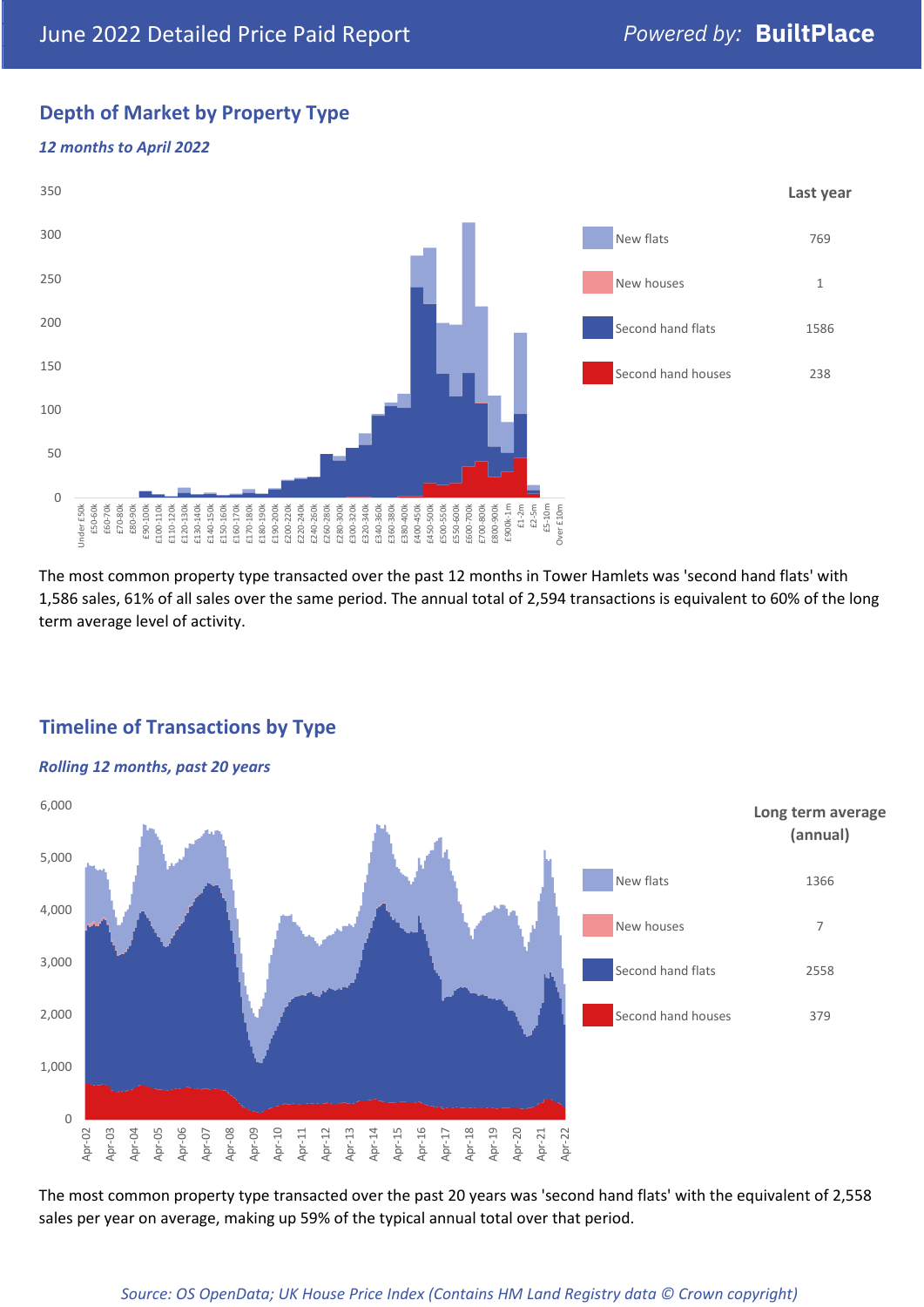June 2022 Detailed Price Paid Report

*Powered by:* **BuiltPlace**

## Depth of Market by Property Type

*12 months to April 2022*

350
300
250
200
150
100
50
0

Under £50k, £50-60k, £60-70k, £70-80k, £80-90k, £90-100k, £100-110k, £110-120k, £120-130k, £130-140k, £140-150k, £150-160k, £160-170k, £170-180k, £180-190k, £190-200k, £200-220k, £220-240k, £240-260k, £260-280k, £280-300k, £300-320k, £320-340k, £340-360k, £360-380k, £380-400k, £400-450k, £450-500k, £500-550k, £550-600k, £600-700k, £700-800k, £800-900k, £900k-1m, £1-2m, £2-5m, £5-10m, Over £10m

Last year

New flats 769

New houses 1

Second hand flats 1586

Second hand houses 238

The most common property type transacted over the past 12 months in Tower Hamlets was 'second hand flats' with 1,586 sales, 61% of all sales over the same period. The annual total of 2,594 transactions is equivalent to 60% of the long term average level of activity.

## Timeline of Transactions by Type

*Rolling 12 months, past 20 years*

6,000
5,000
4,000
3,000
2,000
1,000
0

Apr-02, Apr-03, Apr-04, Apr-05, Apr-06, Apr-07, Apr-08, Apr-09, Apr-10, Apr-11, Apr-12, Apr-13, Apr-14, Apr-15, Apr-16, Apr-17, Apr-18, Apr-19, Apr-20, Apr-21, Apr-22

Long term average (annual)

New flats 1366

New houses 7

Second hand flats 2558

Second hand houses 379

The most common property type transacted over the past 20 years was 'second hand flats' with the equivalent of 2,558 sales per year on average, making up 59% of the typical annual total over that period.

*Source: OS OpenData; UK House Price Index (Contains HM Land Registry data © Crown copyright)*